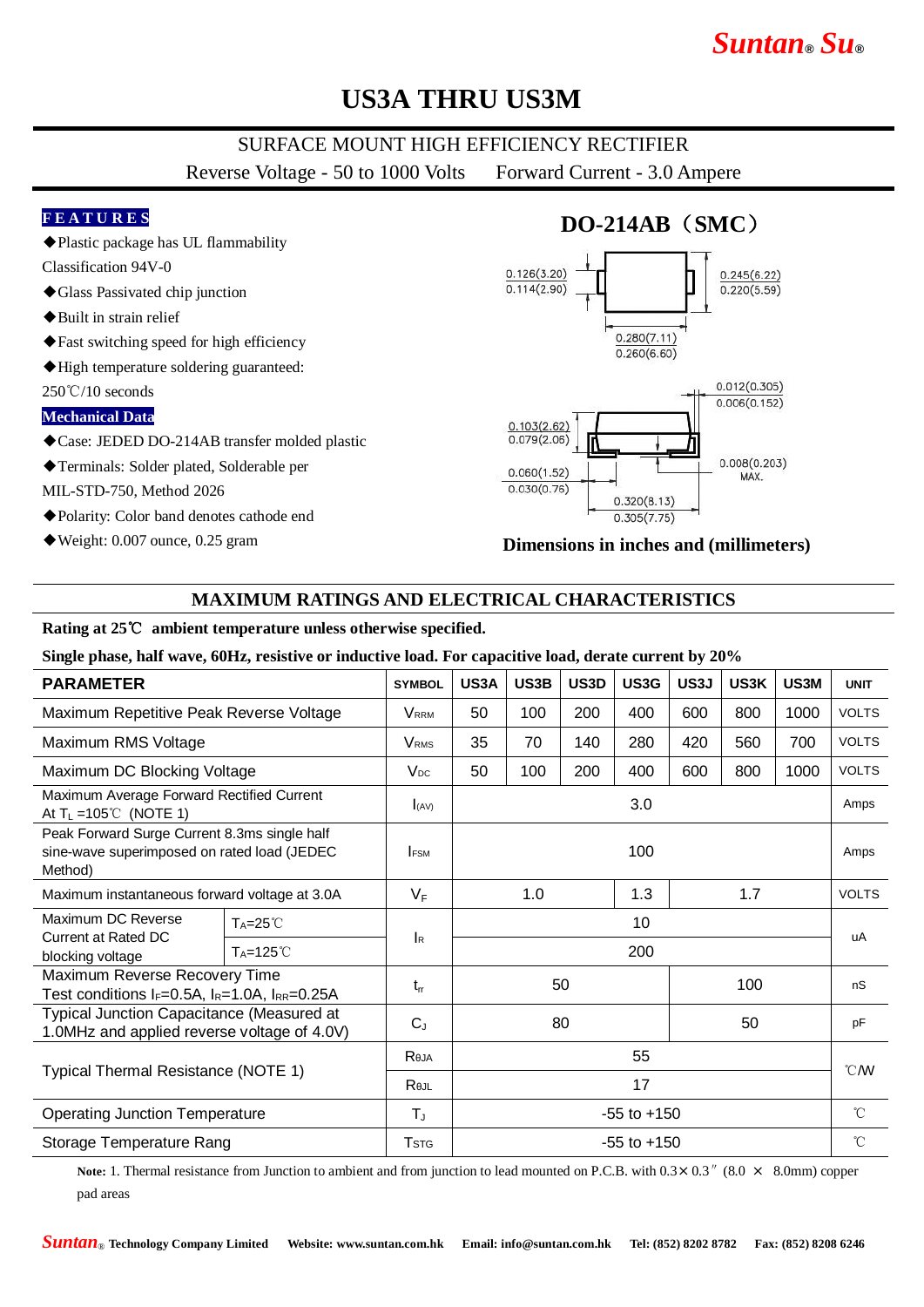Suntan® Su®

# US3A THRU US3M

SURFACE MOUNT HIGH EFFICIENCY RECTIFIER

Reverse Voltage - 50 to 1000 Volts  Forward Current - 3.0 Ampere

### FEATURES

- ◆Plastic package has UL flammability Classification 94V-0
- ◆Glass Passivated chip junction
- ◆Built in strain relief
- ◆Fast switching speed for high efficiency
- ◆High temperature soldering guaranteed: 250℃/10 seconds

### Mechanical Data

- ◆Case: JEDED DO-214AB transfer molded plastic
- ◆Terminals: Solder plated, Solderable per MIL-STD-750, Method 2026
- ◆Polarity: Color band denotes cathode end
- ◆Weight: 0.007 ounce, 0.25 gram

### DO-214AB（SMC）

0.126(3.20) / 0.114(2.90)

0.245(6.22) / 0.220(5.59)

0.280(7.11) / 0.260(6.60)

0.012(0.305) / 0.006(0.152)

0.103(2.62) / 0.079(2.06)

0.060(1.52) / 0.030(0.76)

0.008(0.203) MAX.

0.320(8.13) / 0.305(7.75)

Dimensions in inches and (millimeters)

## MAXIMUM RATINGS AND ELECTRICAL CHARACTERISTICS

**Rating at 25℃ ambient temperature unless otherwise specified.**

**Single phase, half wave, 60Hz, resistive or inductive load. For capacitive load, derate current by 20%**

| PARAMETER | | SYMBOL | US3A | US3B | US3D | US3G | US3J | US3K | US3M | UNIT |
|---|---|---|---|---|---|---|---|---|---|---|
| Maximum Repetitive Peak Reverse Voltage | | $V_{RRM}$ | 50 | 100 | 200 | 400 | 600 | 800 | 1000 | VOLTS |
| Maximum RMS Voltage | | $V_{RMS}$ | 35 | 70 | 140 | 280 | 420 | 560 | 700 | VOLTS |
| Maximum DC Blocking Voltage | | $V_{DC}$ | 50 | 100 | 200 | 400 | 600 | 800 | 1000 | VOLTS |
| Maximum Average Forward Rectified Current At $T_L$ =105℃ (NOTE 1) | | $I_{(AV)}$ | 3.0 | | | | | | | Amps |
| Peak Forward Surge Current 8.3ms single half sine-wave superimposed on rated load (JEDEC Method) | | $I_{FSM}$ | 100 | | | | | | | Amps |
| Maximum instantaneous forward voltage at 3.0A | | $V_F$ | 1.0 | | | 1.3 | 1.7 | | | VOLTS |
| Maximum DC Reverse Current at Rated DC blocking voltage | $T_A$=25℃ | $I_R$ | 10 | | | | | | | uA |
| | $T_A$=125℃ | | 200 | | | | | | | |
| Maximum Reverse Recovery Time Test conditions $I_F$=0.5A, $I_R$=1.0A, $I_{RR}$=0.25A | | $t_{rr}$ | 50 | | | | 100 | | | nS |
| Typical Junction Capacitance (Measured at 1.0MHz and applied reverse voltage of 4.0V) | | $C_J$ | 80 | | | | 50 | | | pF |
| Typical Thermal Resistance (NOTE 1) | | $R_{\theta JA}$ | 55 | | | | | | | ℃/W |
| | | $R_{\theta JL}$ | 17 | | | | | | | |
| Operating Junction Temperature | | $T_J$ | -55 to +150 | | | | | | | ℃ |
| Storage Temperature Rang | | $T_{STG}$ | -55 to +150 | | | | | | | ℃ |

**Note:** 1. Thermal resistance from Junction to ambient and from junction to lead mounted on P.C.B. with 0.3× 0.3″ (8.0 × 8.0mm) copper pad areas

Suntan® Technology Company Limited  Website: www.suntan.com.hk  Email: info@suntan.com.hk  Tel: (852) 8202 8782  Fax: (852) 8208 6246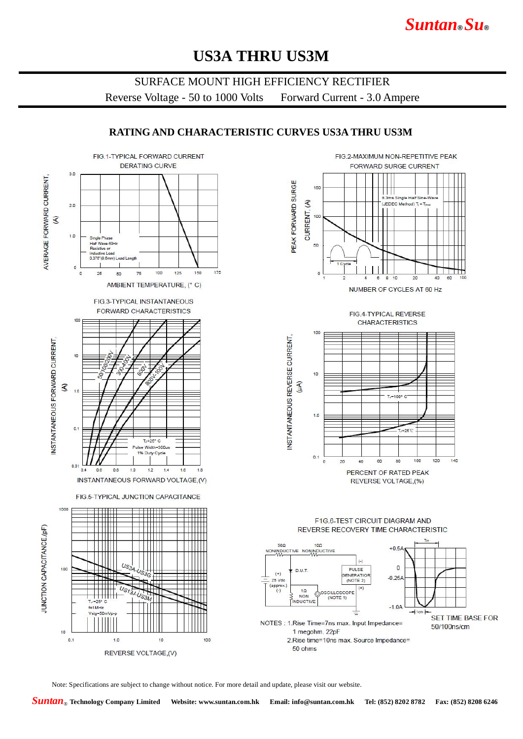# US3A THRU US3M

SURFACE MOUNT HIGH EFFICIENCY RECTIFIER

Reverse Voltage - 50 to 1000 Volts     Forward Current - 3.0 Ampere

## RATING AND CHARACTERISTIC CURVES US3A THRU US3M

FIG.1-TYPICAL FORWARD CURRENT DERATING CURVE

AVERAGE FORWARD CURRENT, (A)

3.0
2.0
1.0
0

0 25 50 75 100 125 150 175

Single Phase
Half Wave 60Hz
Resistive or
Inductive Load
0.375"(9.5mm) Lead Length

AMBIENT TEMPERATURE, (° C)

FIG.2-MAXIMUM NON-REPETITIVE PEAK FORWARD SURGE CURRENT

PEAK FORWARD SURGE CURRENT, (A)

150
100
50
0

8.3ms Single Half Sine-Wave
(JEDEC Method) $T_j = T_{max}$

1 Cycle

1 2 4 6 8 10 20 40 60 100

NUMBER OF CYCLES AT 60 Hz

FIG.3-TYPICAL INSTANTANEOUS FORWARD CHARACTERISTICS

INSTANTANEOUS FORWARD CURRENT, (A)

100
10
1.0
0.1
0.01

50/100/200V
300-400V
600V
800V-100V

$T_J=25°$ C
Pulse Width=300us
1% Duty Cycle

0.4 0.6 0.8 1.0 1.2 1.4 1.6 1.8

INSTANTANEOUS FORWARD VOLTAGE,(V)

FIG.4-TYPICAL REVERSE CHARACTERISTICS

INSTANTANEOUS REVERSE CURRENT, (µA)

100
10
1.0
0.1

$T_J=100°$ C
$T_J=25°$C

0 20 40 60 80 100 120 140

PERCENT OF RATED PEAK REVERSE VOLTAGE,(%)

FIG.5-TYPICAL JUNCTION CAPACITANCE

JUNCTION CAPACITANCE,(pF)

1000
100
10

US3A-US3G
US3J-US3M

$T_J=25°$ C
f=1MHz
Vsig=50mVp-p

0.1 1.0 10 100

REVERSE VOLTAGE,(V)

F1G.6-TEST CIRCUIT DIAGRAM AND REVERSE RECOVERY TIME CHARACTERISTIC

50Ω NONINDUCTIVE
10Ω NONINDUCTIVE
D.U.T.
(+) 25 Vdc (approx.) (-)
1Ω NON INDUCTIVE
PULSE GENERATIOR (NOTE 2)
OSCILLOSCOPE (NOTE 1)
(+)
(-)

Trr
+0.5A
0
-0.25A
-1.0A
1cm

SET TIME BASE FOR 50/100ns/cm

NOTES : 1.Rise Time=7ns max. Input Impedance= 1 megohm. 22pF
2.Rise time=10ns max. Source Impedance= 50 ohms

Note: Specifications are subject to change without notice. For more detail and update, please visit our website.